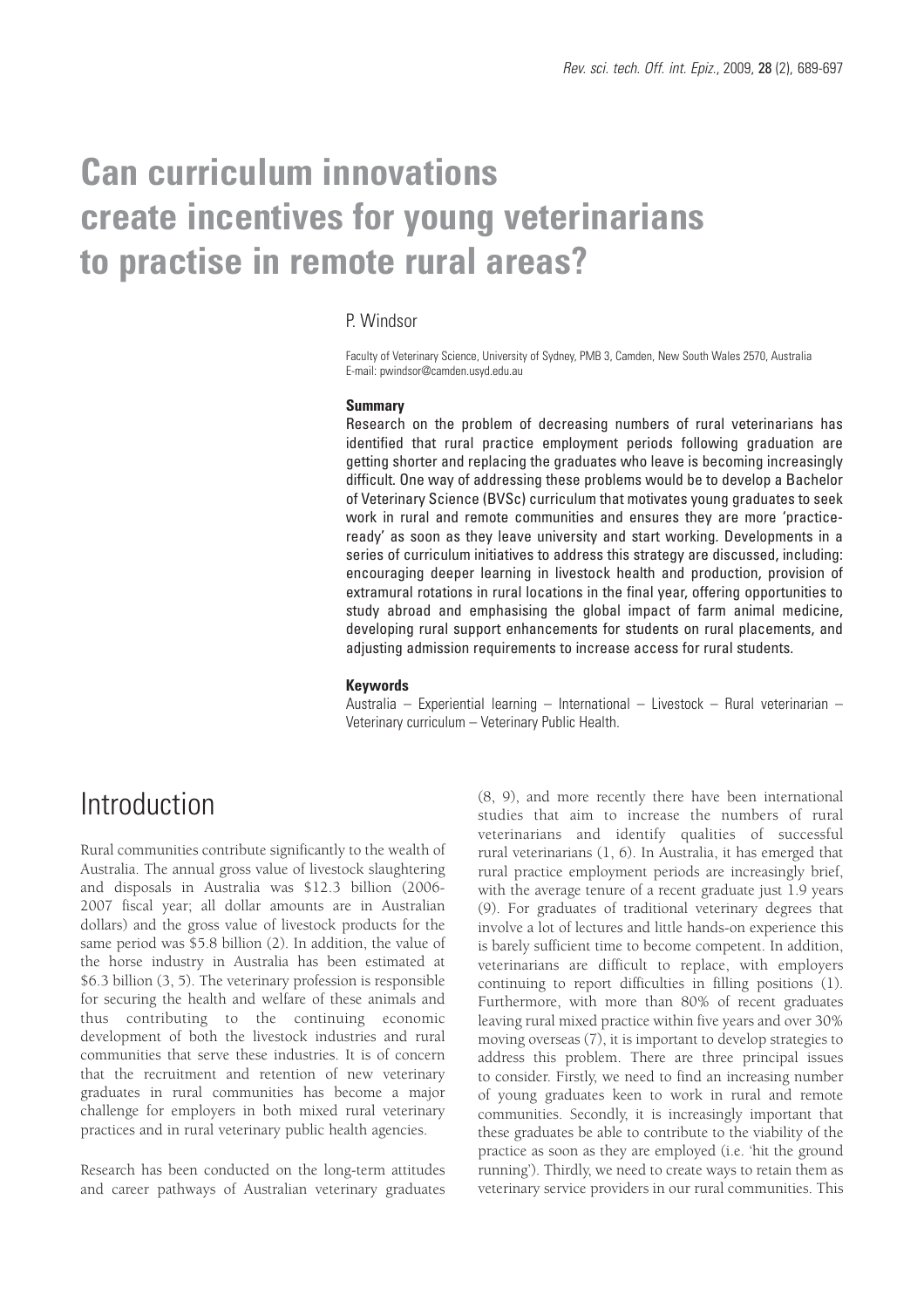# Can curriculum innovations create incentives for young veterinarians to practise in remote rural areas?

P. Windsor

Faculty of Veterinary Science, University of Sydney, PMB 3, Camden, New South Wales 2570, Australia
E-mail: pwindsor@camden.usyd.edu.au

## Summary

Research on the problem of decreasing numbers of rural veterinarians has identified that rural practice employment periods following graduation are getting shorter and replacing the graduates who leave is becoming increasingly difficult. One way of addressing these problems would be to develop a Bachelor of Veterinary Science (BVSc) curriculum that motivates young graduates to seek work in rural and remote communities and ensures they are more 'practice-ready' as soon as they leave university and start working. Developments in a series of curriculum initiatives to address this strategy are discussed, including: encouraging deeper learning in livestock health and production, provision of extramural rotations in rural locations in the final year, offering opportunities to study abroad and emphasising the global impact of farm animal medicine, developing rural support enhancements for students on rural placements, and adjusting admission requirements to increase access for rural students.

## Keywords

Australia – Experiential learning – International – Livestock – Rural veterinarian – Veterinary curriculum – Veterinary Public Health.

# Introduction

Rural communities contribute significantly to the wealth of Australia. The annual gross value of livestock slaughtering and disposals in Australia was $12.3 billion (2006-2007 fiscal year; all dollar amounts are in Australian dollars) and the gross value of livestock products for the same period was $5.8 billion (2). In addition, the value of the horse industry in Australia has been estimated at $6.3 billion (3, 5). The veterinary profession is responsible for securing the health and welfare of these animals and thus contributing to the continuing economic development of both the livestock industries and rural communities that serve these industries. It is of concern that the recruitment and retention of new veterinary graduates in rural communities has become a major challenge for employers in both mixed rural veterinary practices and in rural veterinary public health agencies.

Research has been conducted on the long-term attitudes and career pathways of Australian veterinary graduates (8, 9), and more recently there have been international studies that aim to increase the numbers of rural veterinarians and identify qualities of successful rural veterinarians (1, 6). In Australia, it has emerged that rural practice employment periods are increasingly brief, with the average tenure of a recent graduate just 1.9 years (9). For graduates of traditional veterinary degrees that involve a lot of lectures and little hands-on experience this is barely sufficient time to become competent. In addition, veterinarians are difficult to replace, with employers continuing to report difficulties in filling positions (1). Furthermore, with more than 80% of recent graduates leaving rural mixed practice within five years and over 30% moving overseas (7), it is important to develop strategies to address this problem. There are three principal issues to consider. Firstly, we need to find an increasing number of young graduates keen to work in rural and remote communities. Secondly, it is increasingly important that these graduates be able to contribute to the viability of the practice as soon as they are employed (i.e. 'hit the ground running'). Thirdly, we need to create ways to retain them as veterinary service providers in our rural communities. This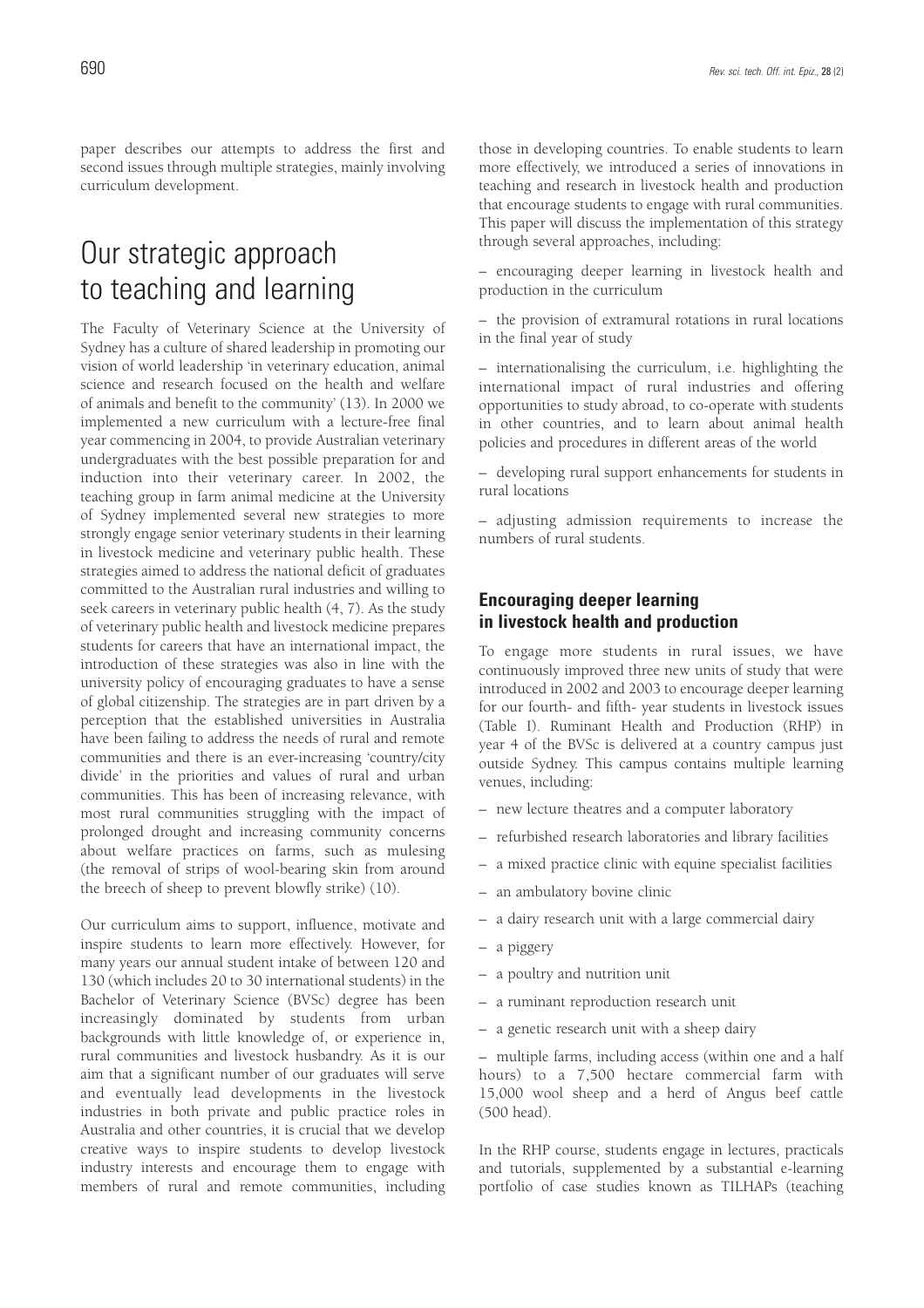paper describes our attempts to address the first and second issues through multiple strategies, mainly involving curriculum development.

# Our strategic approach to teaching and learning

The Faculty of Veterinary Science at the University of Sydney has a culture of shared leadership in promoting our vision of world leadership 'in veterinary education, animal science and research focused on the health and welfare of animals and benefit to the community' (13). In 2000 we implemented a new curriculum with a lecture-free final year commencing in 2004, to provide Australian veterinary undergraduates with the best possible preparation for and induction into their veterinary career. In 2002, the teaching group in farm animal medicine at the University of Sydney implemented several new strategies to more strongly engage senior veterinary students in their learning in livestock medicine and veterinary public health. These strategies aimed to address the national deficit of graduates committed to the Australian rural industries and willing to seek careers in veterinary public health (4, 7). As the study of veterinary public health and livestock medicine prepares students for careers that have an international impact, the introduction of these strategies was also in line with the university policy of encouraging graduates to have a sense of global citizenship. The strategies are in part driven by a perception that the established universities in Australia have been failing to address the needs of rural and remote communities and there is an ever-increasing 'country/city divide' in the priorities and values of rural and urban communities. This has been of increasing relevance, with most rural communities struggling with the impact of prolonged drought and increasing community concerns about welfare practices on farms, such as mulesing (the removal of strips of wool-bearing skin from around the breech of sheep to prevent blowfly strike) (10).

Our curriculum aims to support, influence, motivate and inspire students to learn more effectively. However, for many years our annual student intake of between 120 and 130 (which includes 20 to 30 international students) in the Bachelor of Veterinary Science (BVSc) degree has been increasingly dominated by students from urban backgrounds with little knowledge of, or experience in, rural communities and livestock husbandry. As it is our aim that a significant number of our graduates will serve and eventually lead developments in the livestock industries in both private and public practice roles in Australia and other countries, it is crucial that we develop creative ways to inspire students to develop livestock industry interests and encourage them to engage with members of rural and remote communities, including those in developing countries. To enable students to learn more effectively, we introduced a series of innovations in teaching and research in livestock health and production that encourage students to engage with rural communities. This paper will discuss the implementation of this strategy through several approaches, including:

– encouraging deeper learning in livestock health and production in the curriculum

– the provision of extramural rotations in rural locations in the final year of study

– internationalising the curriculum, i.e. highlighting the international impact of rural industries and offering opportunities to study abroad, to co-operate with students in other countries, and to learn about animal health policies and procedures in different areas of the world

– developing rural support enhancements for students in rural locations

– adjusting admission requirements to increase the numbers of rural students.

## Encouraging deeper learning in livestock health and production

To engage more students in rural issues, we have continuously improved three new units of study that were introduced in 2002 and 2003 to encourage deeper learning for our fourth- and fifth- year students in livestock issues (Table I). Ruminant Health and Production (RHP) in year 4 of the BVSc is delivered at a country campus just outside Sydney. This campus contains multiple learning venues, including:

– new lecture theatres and a computer laboratory

– refurbished research laboratories and library facilities

– a mixed practice clinic with equine specialist facilities

– an ambulatory bovine clinic

– a dairy research unit with a large commercial dairy

– a piggery

– a poultry and nutrition unit

– a ruminant reproduction research unit

– a genetic research unit with a sheep dairy

– multiple farms, including access (within one and a half hours) to a 7,500 hectare commercial farm with 15,000 wool sheep and a herd of Angus beef cattle (500 head).

In the RHP course, students engage in lectures, practicals and tutorials, supplemented by a substantial e-learning portfolio of case studies known as TILHAPs (teaching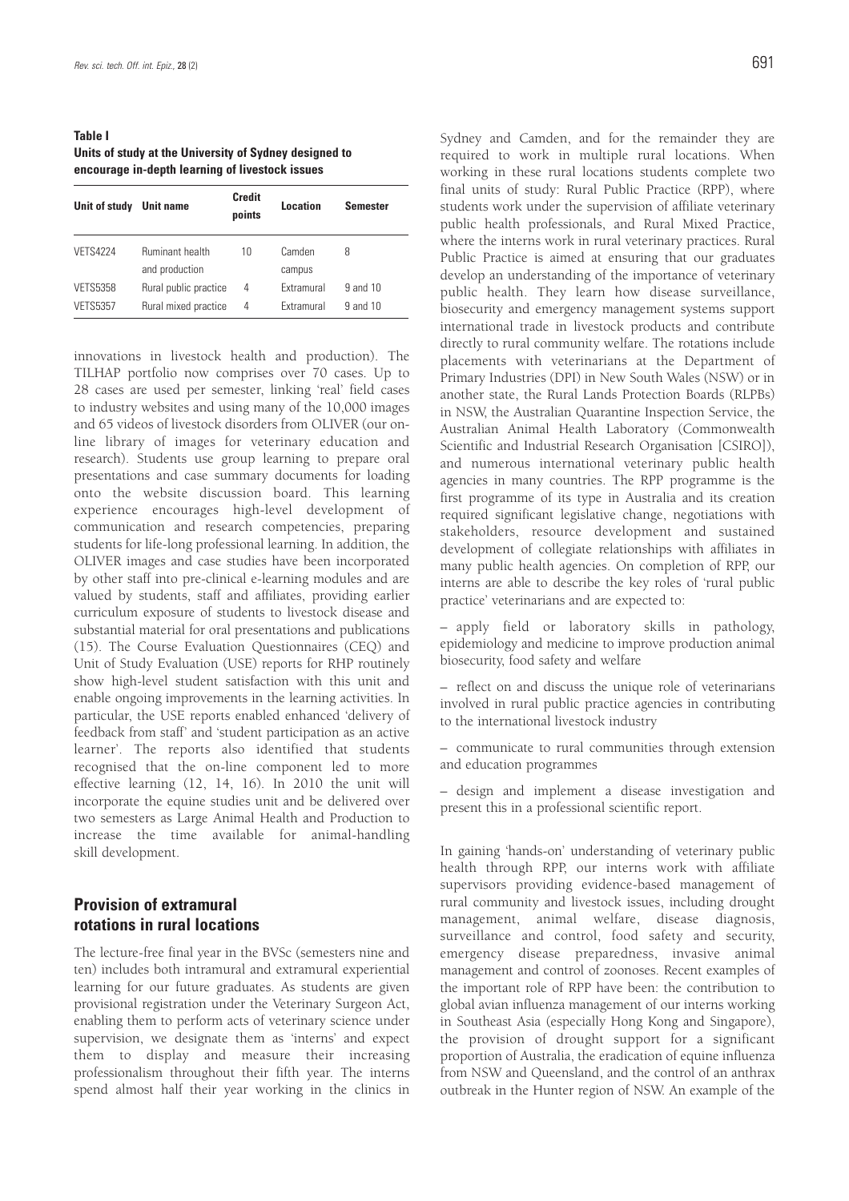**Table I**
**Units of study at the University of Sydney designed to encourage in-depth learning of livestock issues**

| Unit of study | Unit name | Credit points | Location | Semester |
|---|---|---|---|---|
| VETS4224 | Ruminant health and production | 10 | Camden campus | 8 |
| VETS5358 | Rural public practice | 4 | Extramural | 9 and 10 |
| VETS5357 | Rural mixed practice | 4 | Extramural | 9 and 10 |

innovations in livestock health and production). The TILHAP portfolio now comprises over 70 cases. Up to 28 cases are used per semester, linking 'real' field cases to industry websites and using many of the 10,000 images and 65 videos of livestock disorders from OLIVER (our on-line library of images for veterinary education and research). Students use group learning to prepare oral presentations and case summary documents for loading onto the website discussion board. This learning experience encourages high-level development of communication and research competencies, preparing students for life-long professional learning. In addition, the OLIVER images and case studies have been incorporated by other staff into pre-clinical e-learning modules and are valued by students, staff and affiliates, providing earlier curriculum exposure of students to livestock disease and substantial material for oral presentations and publications (15). The Course Evaluation Questionnaires (CEQ) and Unit of Study Evaluation (USE) reports for RHP routinely show high-level student satisfaction with this unit and enable ongoing improvements in the learning activities. In particular, the USE reports enabled enhanced 'delivery of feedback from staff' and 'student participation as an active learner'. The reports also identified that students recognised that the on-line component led to more effective learning (12, 14, 16). In 2010 the unit will incorporate the equine studies unit and be delivered over two semesters as Large Animal Health and Production to increase the time available for animal-handling skill development.

## Provision of extramural rotations in rural locations

The lecture-free final year in the BVSc (semesters nine and ten) includes both intramural and extramural experiential learning for our future graduates. As students are given provisional registration under the Veterinary Surgeon Act, enabling them to perform acts of veterinary science under supervision, we designate them as 'interns' and expect them to display and measure their increasing professionalism throughout their fifth year. The interns spend almost half their year working in the clinics in Sydney and Camden, and for the remainder they are required to work in multiple rural locations. When working in these rural locations students complete two final units of study: Rural Public Practice (RPP), where students work under the supervision of affiliate veterinary public health professionals, and Rural Mixed Practice, where the interns work in rural veterinary practices. Rural Public Practice is aimed at ensuring that our graduates develop an understanding of the importance of veterinary public health. They learn how disease surveillance, biosecurity and emergency management systems support international trade in livestock products and contribute directly to rural community welfare. The rotations include placements with veterinarians at the Department of Primary Industries (DPI) in New South Wales (NSW) or in another state, the Rural Lands Protection Boards (RLPBs) in NSW, the Australian Quarantine Inspection Service, the Australian Animal Health Laboratory (Commonwealth Scientific and Industrial Research Organisation [CSIRO]), and numerous international veterinary public health agencies in many countries. The RPP programme is the first programme of its type in Australia and its creation required significant legislative change, negotiations with stakeholders, resource development and sustained development of collegiate relationships with affiliates in many public health agencies. On completion of RPP, our interns are able to describe the key roles of 'rural public practice' veterinarians and are expected to:

– apply field or laboratory skills in pathology, epidemiology and medicine to improve production animal biosecurity, food safety and welfare

– reflect on and discuss the unique role of veterinarians involved in rural public practice agencies in contributing to the international livestock industry

– communicate to rural communities through extension and education programmes

– design and implement a disease investigation and present this in a professional scientific report.

In gaining 'hands-on' understanding of veterinary public health through RPP, our interns work with affiliate supervisors providing evidence-based management of rural community and livestock issues, including drought management, animal welfare, disease diagnosis, surveillance and control, food safety and security, emergency disease preparedness, invasive animal management and control of zoonoses. Recent examples of the important role of RPP have been: the contribution to global avian influenza management of our interns working in Southeast Asia (especially Hong Kong and Singapore), the provision of drought support for a significant proportion of Australia, the eradication of equine influenza from NSW and Queensland, and the control of an anthrax outbreak in the Hunter region of NSW. An example of the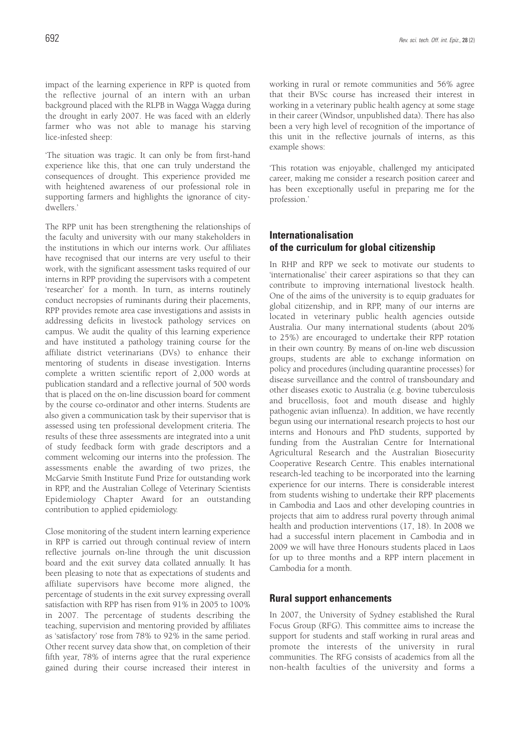impact of the learning experience in RPP is quoted from the reflective journal of an intern with an urban background placed with the RLPB in Wagga Wagga during the drought in early 2007. He was faced with an elderly farmer who was not able to manage his starving lice-infested sheep:

'The situation was tragic. It can only be from first-hand experience like this, that one can truly understand the consequences of drought. This experience provided me with heightened awareness of our professional role in supporting farmers and highlights the ignorance of city-dwellers.'

The RPP unit has been strengthening the relationships of the faculty and university with our many stakeholders in the institutions in which our interns work. Our affiliates have recognised that our interns are very useful to their work, with the significant assessment tasks required of our interns in RPP providing the supervisors with a competent 'researcher' for a month. In turn, as interns routinely conduct necropsies of ruminants during their placements, RPP provides remote area case investigations and assists in addressing deficits in livestock pathology services on campus. We audit the quality of this learning experience and have instituted a pathology training course for the affiliate district veterinarians (DVs) to enhance their mentoring of students in disease investigation. Interns complete a written scientific report of 2,000 words at publication standard and a reflective journal of 500 words that is placed on the on-line discussion board for comment by the course co-ordinator and other interns. Students are also given a communication task by their supervisor that is assessed using ten professional development criteria. The results of these three assessments are integrated into a unit of study feedback form with grade descriptors and a comment welcoming our interns into the profession. The assessments enable the awarding of two prizes, the McGarvie Smith Institute Fund Prize for outstanding work in RPP, and the Australian College of Veterinary Scientists Epidemiology Chapter Award for an outstanding contribution to applied epidemiology.

Close monitoring of the student intern learning experience in RPP is carried out through continual review of intern reflective journals on-line through the unit discussion board and the exit survey data collated annually. It has been pleasing to note that as expectations of students and affiliate supervisors have become more aligned, the percentage of students in the exit survey expressing overall satisfaction with RPP has risen from 91% in 2005 to 100% in 2007. The percentage of students describing the teaching, supervision and mentoring provided by affiliates as 'satisfactory' rose from 78% to 92% in the same period. Other recent survey data show that, on completion of their fifth year, 78% of interns agree that the rural experience gained during their course increased their interest in working in rural or remote communities and 56% agree that their BVSc course has increased their interest in working in a veterinary public health agency at some stage in their career (Windsor, unpublished data). There has also been a very high level of recognition of the importance of this unit in the reflective journals of interns, as this example shows:

'This rotation was enjoyable, challenged my anticipated career, making me consider a research position career and has been exceptionally useful in preparing me for the profession.'

## Internationalisation of the curriculum for global citizenship

In RHP and RPP we seek to motivate our students to 'internationalise' their career aspirations so that they can contribute to improving international livestock health. One of the aims of the university is to equip graduates for global citizenship, and in RPP, many of our interns are located in veterinary public health agencies outside Australia. Our many international students (about 20% to 25%) are encouraged to undertake their RPP rotation in their own country. By means of on-line web discussion groups, students are able to exchange information on policy and procedures (including quarantine processes) for disease surveillance and the control of transboundary and other diseases exotic to Australia (e.g. bovine tuberculosis and brucellosis, foot and mouth disease and highly pathogenic avian influenza). In addition, we have recently begun using our international research projects to host our interns and Honours and PhD students, supported by funding from the Australian Centre for International Agricultural Research and the Australian Biosecurity Cooperative Research Centre. This enables international research-led teaching to be incorporated into the learning experience for our interns. There is considerable interest from students wishing to undertake their RPP placements in Cambodia and Laos and other developing countries in projects that aim to address rural poverty through animal health and production interventions (17, 18). In 2008 we had a successful intern placement in Cambodia and in 2009 we will have three Honours students placed in Laos for up to three months and a RPP intern placement in Cambodia for a month.

## Rural support enhancements

In 2007, the University of Sydney established the Rural Focus Group (RFG). This committee aims to increase the support for students and staff working in rural areas and promote the interests of the university in rural communities. The RFG consists of academics from all the non-health faculties of the university and forms a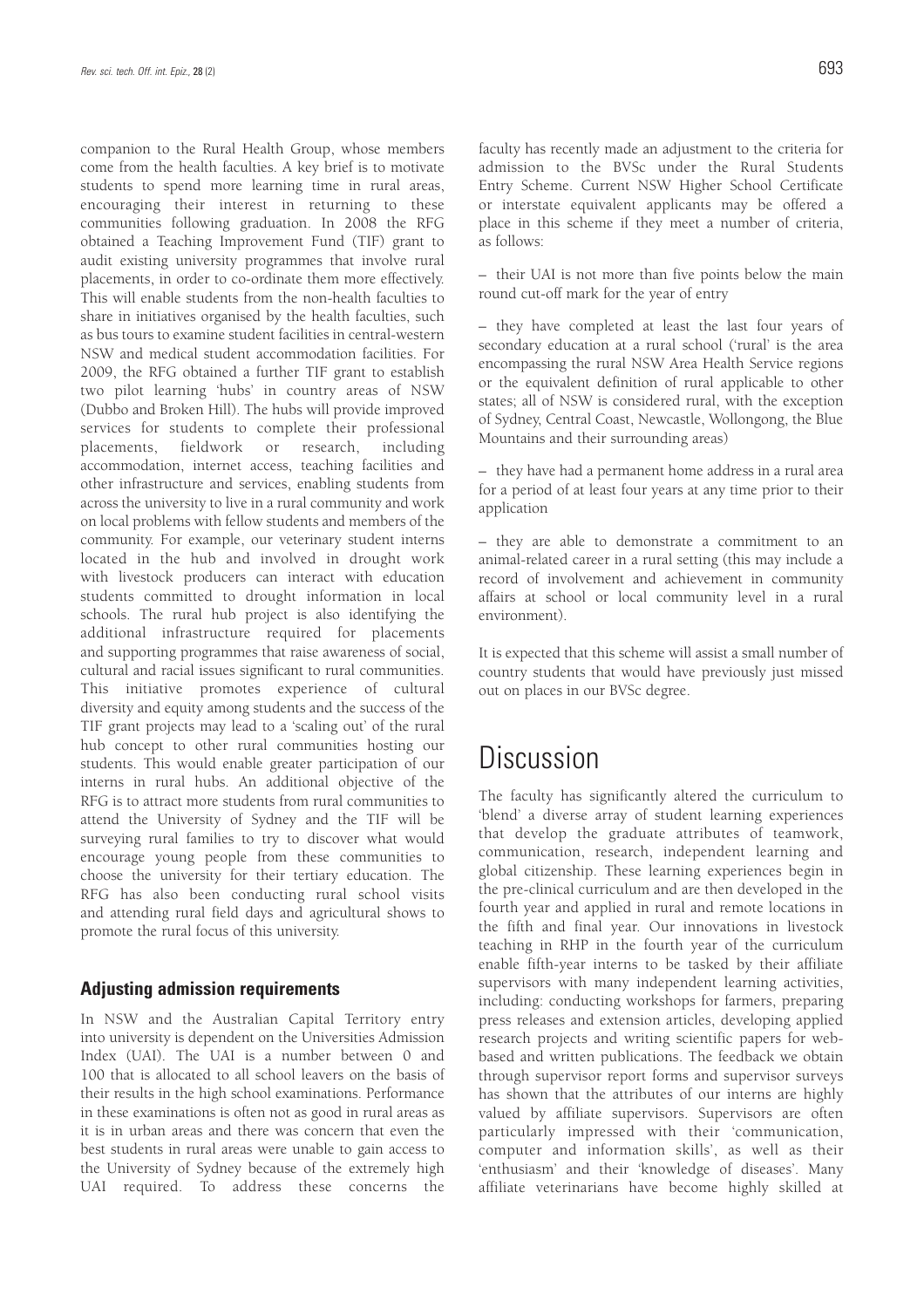companion to the Rural Health Group, whose members come from the health faculties. A key brief is to motivate students to spend more learning time in rural areas, encouraging their interest in returning to these communities following graduation. In 2008 the RFG obtained a Teaching Improvement Fund (TIF) grant to audit existing university programmes that involve rural placements, in order to co-ordinate them more effectively. This will enable students from the non-health faculties to share in initiatives organised by the health faculties, such as bus tours to examine student facilities in central-western NSW and medical student accommodation facilities. For 2009, the RFG obtained a further TIF grant to establish two pilot learning 'hubs' in country areas of NSW (Dubbo and Broken Hill). The hubs will provide improved services for students to complete their professional placements, fieldwork or research, including accommodation, internet access, teaching facilities and other infrastructure and services, enabling students from across the university to live in a rural community and work on local problems with fellow students and members of the community. For example, our veterinary student interns located in the hub and involved in drought work with livestock producers can interact with education students committed to drought information in local schools. The rural hub project is also identifying the additional infrastructure required for placements and supporting programmes that raise awareness of social, cultural and racial issues significant to rural communities. This initiative promotes experience of cultural diversity and equity among students and the success of the TIF grant projects may lead to a 'scaling out' of the rural hub concept to other rural communities hosting our students. This would enable greater participation of our interns in rural hubs. An additional objective of the RFG is to attract more students from rural communities to attend the University of Sydney and the TIF will be surveying rural families to try to discover what would encourage young people from these communities to choose the university for their tertiary education. The RFG has also been conducting rural school visits and attending rural field days and agricultural shows to promote the rural focus of this university.

### Adjusting admission requirements

In NSW and the Australian Capital Territory entry into university is dependent on the Universities Admission Index (UAI). The UAI is a number between 0 and 100 that is allocated to all school leavers on the basis of their results in the high school examinations. Performance in these examinations is often not as good in rural areas as it is in urban areas and there was concern that even the best students in rural areas were unable to gain access to the University of Sydney because of the extremely high UAI required. To address these concerns the faculty has recently made an adjustment to the criteria for admission to the BVSc under the Rural Students Entry Scheme. Current NSW Higher School Certificate or interstate equivalent applicants may be offered a place in this scheme if they meet a number of criteria, as follows:

– their UAI is not more than five points below the main round cut-off mark for the year of entry

– they have completed at least the last four years of secondary education at a rural school ('rural' is the area encompassing the rural NSW Area Health Service regions or the equivalent definition of rural applicable to other states; all of NSW is considered rural, with the exception of Sydney, Central Coast, Newcastle, Wollongong, the Blue Mountains and their surrounding areas)

– they have had a permanent home address in a rural area for a period of at least four years at any time prior to their application

– they are able to demonstrate a commitment to an animal-related career in a rural setting (this may include a record of involvement and achievement in community affairs at school or local community level in a rural environment).

It is expected that this scheme will assist a small number of country students that would have previously just missed out on places in our BVSc degree.

## Discussion

The faculty has significantly altered the curriculum to 'blend' a diverse array of student learning experiences that develop the graduate attributes of teamwork, communication, research, independent learning and global citizenship. These learning experiences begin in the pre-clinical curriculum and are then developed in the fourth year and applied in rural and remote locations in the fifth and final year. Our innovations in livestock teaching in RHP in the fourth year of the curriculum enable fifth-year interns to be tasked by their affiliate supervisors with many independent learning activities, including: conducting workshops for farmers, preparing press releases and extension articles, developing applied research projects and writing scientific papers for web-based and written publications. The feedback we obtain through supervisor report forms and supervisor surveys has shown that the attributes of our interns are highly valued by affiliate supervisors. Supervisors are often particularly impressed with their 'communication, computer and information skills', as well as their 'enthusiasm' and their 'knowledge of diseases'. Many affiliate veterinarians have become highly skilled at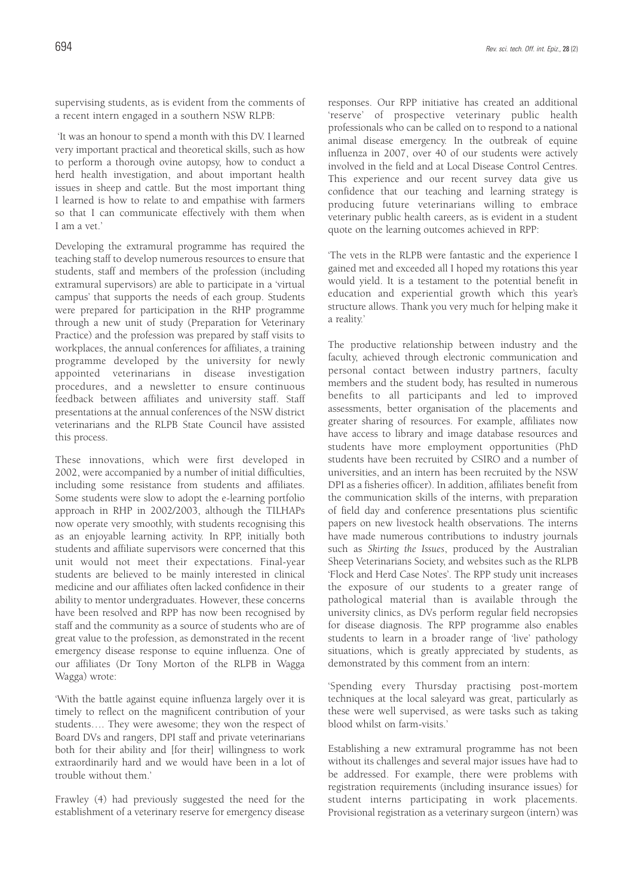supervising students, as is evident from the comments of a recent intern engaged in a southern NSW RLPB:

'It was an honour to spend a month with this DV. I learned very important practical and theoretical skills, such as how to perform a thorough ovine autopsy, how to conduct a herd health investigation, and about important health issues in sheep and cattle. But the most important thing I learned is how to relate to and empathise with farmers so that I can communicate effectively with them when I am a vet.'

Developing the extramural programme has required the teaching staff to develop numerous resources to ensure that students, staff and members of the profession (including extramural supervisors) are able to participate in a 'virtual campus' that supports the needs of each group. Students were prepared for participation in the RHP programme through a new unit of study (Preparation for Veterinary Practice) and the profession was prepared by staff visits to workplaces, the annual conferences for affiliates, a training programme developed by the university for newly appointed veterinarians in disease investigation procedures, and a newsletter to ensure continuous feedback between affiliates and university staff. Staff presentations at the annual conferences of the NSW district veterinarians and the RLPB State Council have assisted this process.

These innovations, which were first developed in 2002, were accompanied by a number of initial difficulties, including some resistance from students and affiliates. Some students were slow to adopt the e-learning portfolio approach in RHP in 2002/2003, although the TILHAPs now operate very smoothly, with students recognising this as an enjoyable learning activity. In RPP, initially both students and affiliate supervisors were concerned that this unit would not meet their expectations. Final-year students are believed to be mainly interested in clinical medicine and our affiliates often lacked confidence in their ability to mentor undergraduates. However, these concerns have been resolved and RPP has now been recognised by staff and the community as a source of students who are of great value to the profession, as demonstrated in the recent emergency disease response to equine influenza. One of our affiliates (Dr Tony Morton of the RLPB in Wagga Wagga) wrote:

'With the battle against equine influenza largely over it is timely to reflect on the magnificent contribution of your students…. They were awesome; they won the respect of Board DVs and rangers, DPI staff and private veterinarians both for their ability and [for their] willingness to work extraordinarily hard and we would have been in a lot of trouble without them.'

Frawley (4) had previously suggested the need for the establishment of a veterinary reserve for emergency disease responses. Our RPP initiative has created an additional 'reserve' of prospective veterinary public health professionals who can be called on to respond to a national animal disease emergency. In the outbreak of equine influenza in 2007, over 40 of our students were actively involved in the field and at Local Disease Control Centres. This experience and our recent survey data give us confidence that our teaching and learning strategy is producing future veterinarians willing to embrace veterinary public health careers, as is evident in a student quote on the learning outcomes achieved in RPP:

'The vets in the RLPB were fantastic and the experience I gained met and exceeded all I hoped my rotations this year would yield. It is a testament to the potential benefit in education and experiential growth which this year's structure allows. Thank you very much for helping make it a reality.'

The productive relationship between industry and the faculty, achieved through electronic communication and personal contact between industry partners, faculty members and the student body, has resulted in numerous benefits to all participants and led to improved assessments, better organisation of the placements and greater sharing of resources. For example, affiliates now have access to library and image database resources and students have more employment opportunities (PhD students have been recruited by CSIRO and a number of universities, and an intern has been recruited by the NSW DPI as a fisheries officer). In addition, affiliates benefit from the communication skills of the interns, with preparation of field day and conference presentations plus scientific papers on new livestock health observations. The interns have made numerous contributions to industry journals such as *Skirting the Issues*, produced by the Australian Sheep Veterinarians Society, and websites such as the RLPB 'Flock and Herd Case Notes'. The RPP study unit increases the exposure of our students to a greater range of pathological material than is available through the university clinics, as DVs perform regular field necropsies for disease diagnosis. The RPP programme also enables students to learn in a broader range of 'live' pathology situations, which is greatly appreciated by students, as demonstrated by this comment from an intern:

'Spending every Thursday practising post-mortem techniques at the local saleyard was great, particularly as these were well supervised, as were tasks such as taking blood whilst on farm-visits.'

Establishing a new extramural programme has not been without its challenges and several major issues have had to be addressed. For example, there were problems with registration requirements (including insurance issues) for student interns participating in work placements. Provisional registration as a veterinary surgeon (intern) was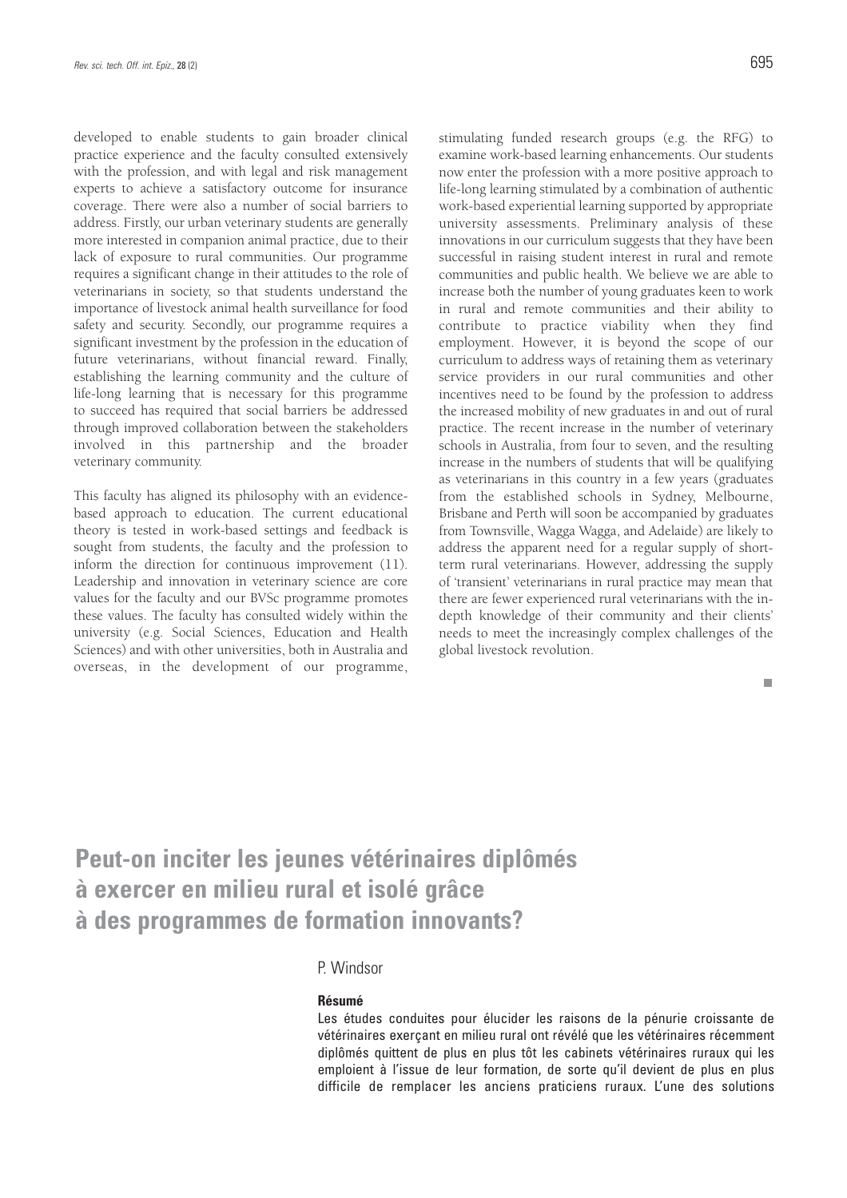developed to enable students to gain broader clinical practice experience and the faculty consulted extensively with the profession, and with legal and risk management experts to achieve a satisfactory outcome for insurance coverage. There were also a number of social barriers to address. Firstly, our urban veterinary students are generally more interested in companion animal practice, due to their lack of exposure to rural communities. Our programme requires a significant change in their attitudes to the role of veterinarians in society, so that students understand the importance of livestock animal health surveillance for food safety and security. Secondly, our programme requires a significant investment by the profession in the education of future veterinarians, without financial reward. Finally, establishing the learning community and the culture of life-long learning that is necessary for this programme to succeed has required that social barriers be addressed through improved collaboration between the stakeholders involved in this partnership and the broader veterinary community.

This faculty has aligned its philosophy with an evidence-based approach to education. The current educational theory is tested in work-based settings and feedback is sought from students, the faculty and the profession to inform the direction for continuous improvement (11). Leadership and innovation in veterinary science are core values for the faculty and our BVSc programme promotes these values. The faculty has consulted widely within the university (e.g. Social Sciences, Education and Health Sciences) and with other universities, both in Australia and overseas, in the development of our programme, stimulating funded research groups (e.g. the RFG) to examine work-based learning enhancements. Our students now enter the profession with a more positive approach to life-long learning stimulated by a combination of authentic work-based experiential learning supported by appropriate university assessments. Preliminary analysis of these innovations in our curriculum suggests that they have been successful in raising student interest in rural and remote communities and public health. We believe we are able to increase both the number of young graduates keen to work in rural and remote communities and their ability to contribute to practice viability when they find employment. However, it is beyond the scope of our curriculum to address ways of retaining them as veterinary service providers in our rural communities and other incentives need to be found by the profession to address the increased mobility of new graduates in and out of rural practice. The recent increase in the number of veterinary schools in Australia, from four to seven, and the resulting increase in the numbers of students that will be qualifying as veterinarians in this country in a few years (graduates from the established schools in Sydney, Melbourne, Brisbane and Perth will soon be accompanied by graduates from Townsville, Wagga Wagga, and Adelaide) are likely to address the apparent need for a regular supply of short-term rural veterinarians. However, addressing the supply of 'transient' veterinarians in rural practice may mean that there are fewer experienced rural veterinarians with the in-depth knowledge of their community and their clients' needs to meet the increasingly complex challenges of the global livestock revolution.

■

# Peut-on inciter les jeunes vétérinaires diplômés à exercer en milieu rural et isolé grâce à des programmes de formation innovants?

P. Windsor

**Résumé**

Les études conduites pour élucider les raisons de la pénurie croissante de vétérinaires exerçant en milieu rural ont révélé que les vétérinaires récemment diplômés quittent de plus en plus tôt les cabinets vétérinaires ruraux qui les emploient à l'issue de leur formation, de sorte qu'il devient de plus en plus difficile de remplacer les anciens praticiens ruraux. L'une des solutions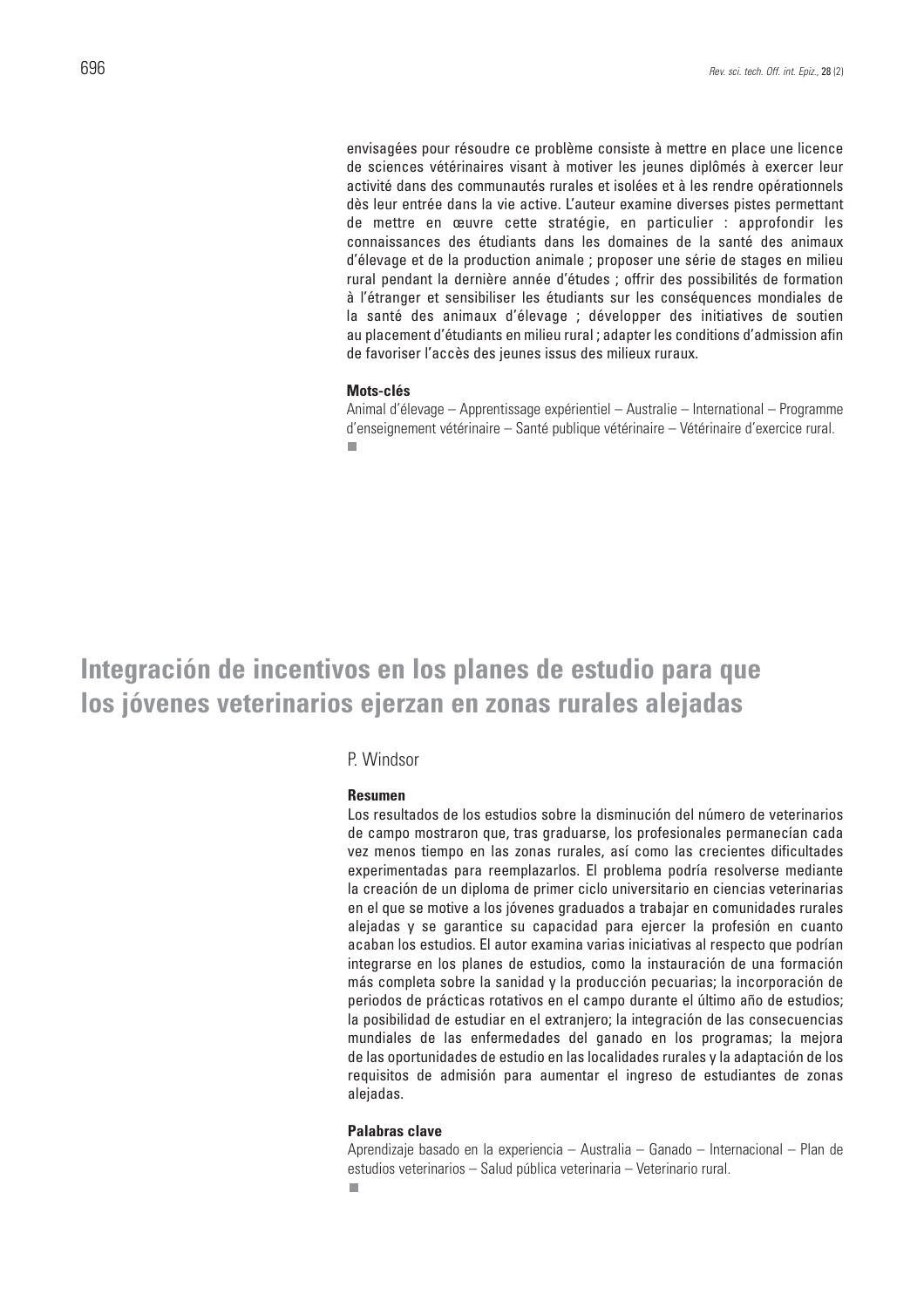envisagées pour résoudre ce problème consiste à mettre en place une licence de sciences vétérinaires visant à motiver les jeunes diplômés à exercer leur activité dans des communautés rurales et isolées et à les rendre opérationnels dès leur entrée dans la vie active. L'auteur examine diverses pistes permettant de mettre en œuvre cette stratégie, en particulier : approfondir les connaissances des étudiants dans les domaines de la santé des animaux d'élevage et de la production animale ; proposer une série de stages en milieu rural pendant la dernière année d'études ; offrir des possibilités de formation à l'étranger et sensibiliser les étudiants sur les conséquences mondiales de la santé des animaux d'élevage ; développer des initiatives de soutien au placement d'étudiants en milieu rural ; adapter les conditions d'admission afin de favoriser l'accès des jeunes issus des milieux ruraux.

**Mots-clés**

Animal d'élevage – Apprentissage expérientiel – Australie – International – Programme d'enseignement vétérinaire – Santé publique vétérinaire – Vétérinaire d'exercice rural.

# Integración de incentivos en los planes de estudio para que los jóvenes veterinarios ejerzan en zonas rurales alejadas

P. Windsor

**Resumen**

Los resultados de los estudios sobre la disminución del número de veterinarios de campo mostraron que, tras graduarse, los profesionales permanecían cada vez menos tiempo en las zonas rurales, así como las crecientes dificultades experimentadas para reemplazarlos. El problema podría resolverse mediante la creación de un diploma de primer ciclo universitario en ciencias veterinarias en el que se motive a los jóvenes graduados a trabajar en comunidades rurales alejadas y se garantice su capacidad para ejercer la profesión en cuanto acaban los estudios. El autor examina varias iniciativas al respecto que podrían integrarse en los planes de estudios, como la instauración de una formación más completa sobre la sanidad y la producción pecuarias; la incorporación de periodos de prácticas rotativos en el campo durante el último año de estudios; la posibilidad de estudiar en el extranjero; la integración de las consecuencias mundiales de las enfermedades del ganado en los programas; la mejora de las oportunidades de estudio en las localidades rurales y la adaptación de los requisitos de admisión para aumentar el ingreso de estudiantes de zonas alejadas.

**Palabras clave**

Aprendizaje basado en la experiencia – Australia – Ganado – Internacional – Plan de estudios veterinarios – Salud pública veterinaria – Veterinario rural.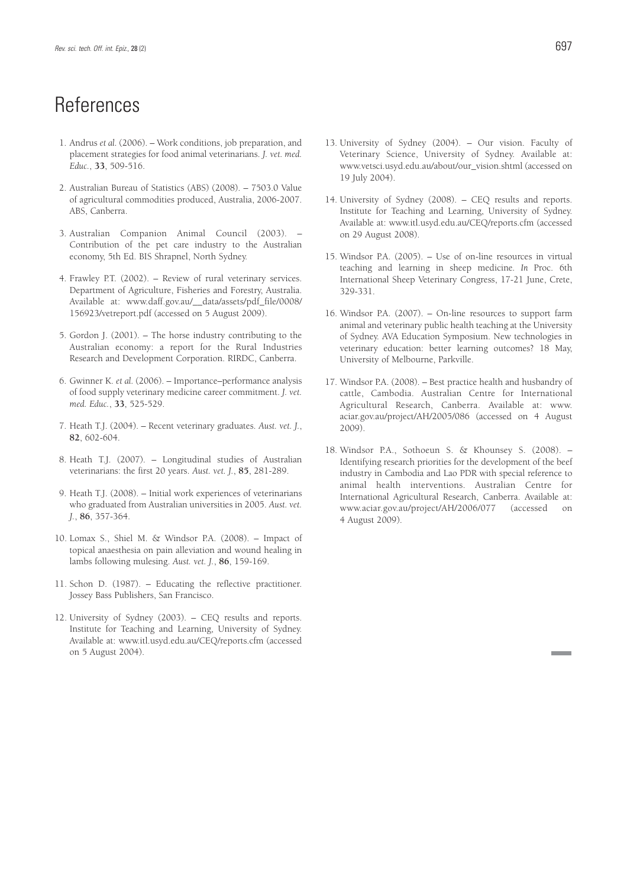# References

1. Andrus *et al.* (2006). – Work conditions, job preparation, and placement strategies for food animal veterinarians. *J. vet. med. Educ.*, **33**, 509-516.

2. Australian Bureau of Statistics (ABS) (2008). – 7503.0 Value of agricultural commodities produced, Australia, 2006-2007. ABS, Canberra.

3. Australian Companion Animal Council (2003). – Contribution of the pet care industry to the Australian economy, 5th Ed. BIS Shrapnel, North Sydney.

4. Frawley P.T. (2002). – Review of rural veterinary services. Department of Agriculture, Fisheries and Forestry, Australia. Available at: www.daff.gov.au/__data/assets/pdf_file/0008/156923/vetreport.pdf (accessed on 5 August 2009).

5. Gordon J. (2001). – The horse industry contributing to the Australian economy: a report for the Rural Industries Research and Development Corporation. RIRDC, Canberra.

6. Gwinner K. *et al.* (2006). – Importance–performance analysis of food supply veterinary medicine career commitment. *J. vet. med. Educ.*, **33**, 525-529.

7. Heath T.J. (2004). – Recent veterinary graduates. *Aust. vet. J.*, **82**, 602-604.

8. Heath T.J. (2007). – Longitudinal studies of Australian veterinarians: the first 20 years. *Aust. vet. J.*, **85**, 281-289.

9. Heath T.J. (2008). – Initial work experiences of veterinarians who graduated from Australian universities in 2005. *Aust. vet. J.*, **86**, 357-364.

10. Lomax S., Shiel M. & Windsor P.A. (2008). – Impact of topical anaesthesia on pain alleviation and wound healing in lambs following mulesing. *Aust. vet. J.*, **86**, 159-169.

11. Schon D. (1987). – Educating the reflective practitioner. Jossey Bass Publishers, San Francisco.

12. University of Sydney (2003). – CEQ results and reports. Institute for Teaching and Learning, University of Sydney. Available at: www.itl.usyd.edu.au/CEQ/reports.cfm (accessed on 5 August 2004).

13. University of Sydney (2004). – Our vision. Faculty of Veterinary Science, University of Sydney. Available at: www.vetsci.usyd.edu.au/about/our_vision.shtml (accessed on 19 July 2004).

14. University of Sydney (2008). – CEQ results and reports. Institute for Teaching and Learning, University of Sydney. Available at: www.itl.usyd.edu.au/CEQ/reports.cfm (accessed on 29 August 2008).

15. Windsor P.A. (2005). – Use of on-line resources in virtual teaching and learning in sheep medicine. *In* Proc. 6th International Sheep Veterinary Congress, 17-21 June, Crete, 329-331.

16. Windsor P.A. (2007). – On-line resources to support farm animal and veterinary public health teaching at the University of Sydney. AVA Education Symposium. New technologies in veterinary education: better learning outcomes? 18 May, University of Melbourne, Parkville.

17. Windsor P.A. (2008). – Best practice health and husbandry of cattle, Cambodia. Australian Centre for International Agricultural Research, Canberra. Available at: www.aciar.gov.au/project/AH/2005/086 (accessed on 4 August 2009).

18. Windsor P.A., Sothoeun S. & Khounsey S. (2008). – Identifying research priorities for the development of the beef industry in Cambodia and Lao PDR with special reference to animal health interventions. Australian Centre for International Agricultural Research, Canberra. Available at: www.aciar.gov.au/project/AH/2006/077 (accessed on 4 August 2009).